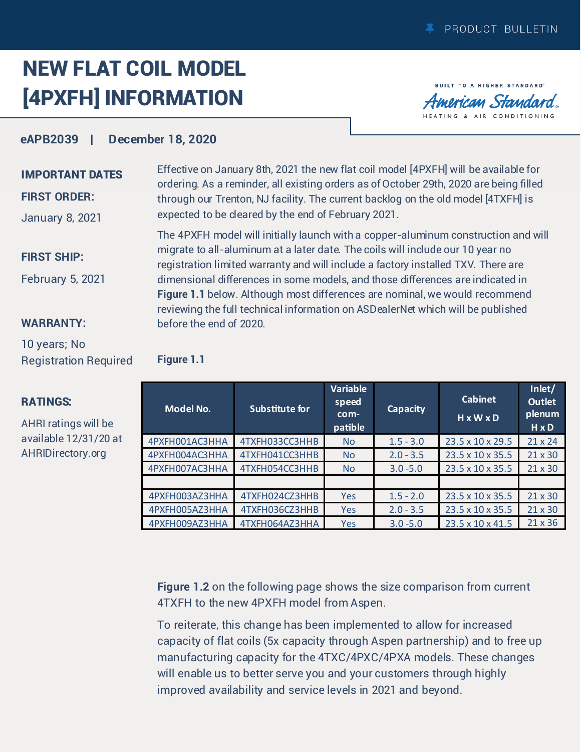PRODUCT BULLETIN

# NEW FLAT COIL MODEL [4PXFH] INFORMATION

**eAPB2039 | December 18, 2020**

## IMPORTANT DATES

**FIRST ORDER:**

January 8, 2021

**FIRST SHIP:**

February 5, 2021

**WARRANTY:**

10 years; No Registration Required

## RATINGS:

AHRI ratings will be available 12/31/20 at AHRIDirectory.org

Effective on January 8th, 2021 the new flat coil model [4PXFH] will be available for ordering. As a reminder, all existing orders as of October 29th, 2020 are being filled through our Trenton, NJ facility. The current backlog on the old model [4TXFH] is expected to be cleared by the end of February 2021.

The 4PXFH model will initially launch with a copper-aluminum construction and will migrate to all-aluminum at a later date. The coils will include our 10 year no registration limited warranty and will include a factory installed TXV. There are dimensional differences in some models, and those differences are indicated in **Figure 1.1** below. Although most differences are nominal, we would recommend reviewing the full technical information on ASDealerNet which will be published before the end of 2020.

**Figure 1.1**

| Model No. | Substitute for | Variable speed com-patible | Capacity | Cabinet H x W x D | Inlet/ Outlet plenum H x D |
|---|---|---|---|---|---|
| 4PXFH001AC3HHA | 4TXFH033CC3HHB | No | 1.5 - 3.0 | 23.5 x 10 x 29.5 | 21 x 24 |
| 4PXFH004AC3HHA | 4TXFH041CC3HHB | No | 2.0 - 3.5 | 23.5 x 10 x 35.5 | 21 x 30 |
| 4PXFH007AC3HHA | 4TXFH054CC3HHB | No | 3.0 -5.0 | 23.5 x 10 x 35.5 | 21 x 30 |
| | | | | | |
| 4PXFH003AZ3HHA | 4TXFH024CZ3HHB | Yes | 1.5 - 2.0 | 23.5 x 10 x 35.5 | 21 x 30 |
| 4PXFH005AZ3HHA | 4TXFH036CZ3HHB | Yes | 2.0 - 3.5 | 23.5 x 10 x 35.5 | 21 x 30 |
| 4PXFH009AZ3HHA | 4TXFH064AZ3HHA | Yes | 3.0 -5.0 | 23.5 x 10 x 41.5 | 21 x 36 |

**Figure 1.2** on the following page shows the size comparison from current 4TXFH to the new 4PXFH model from Aspen.

To reiterate, this change has been implemented to allow for increased capacity of flat coils (5x capacity through Aspen partnership) and to free up manufacturing capacity for the 4TXC/4PXC/4PXA models. These changes will enable us to better serve you and your customers through highly improved availability and service levels in 2021 and beyond.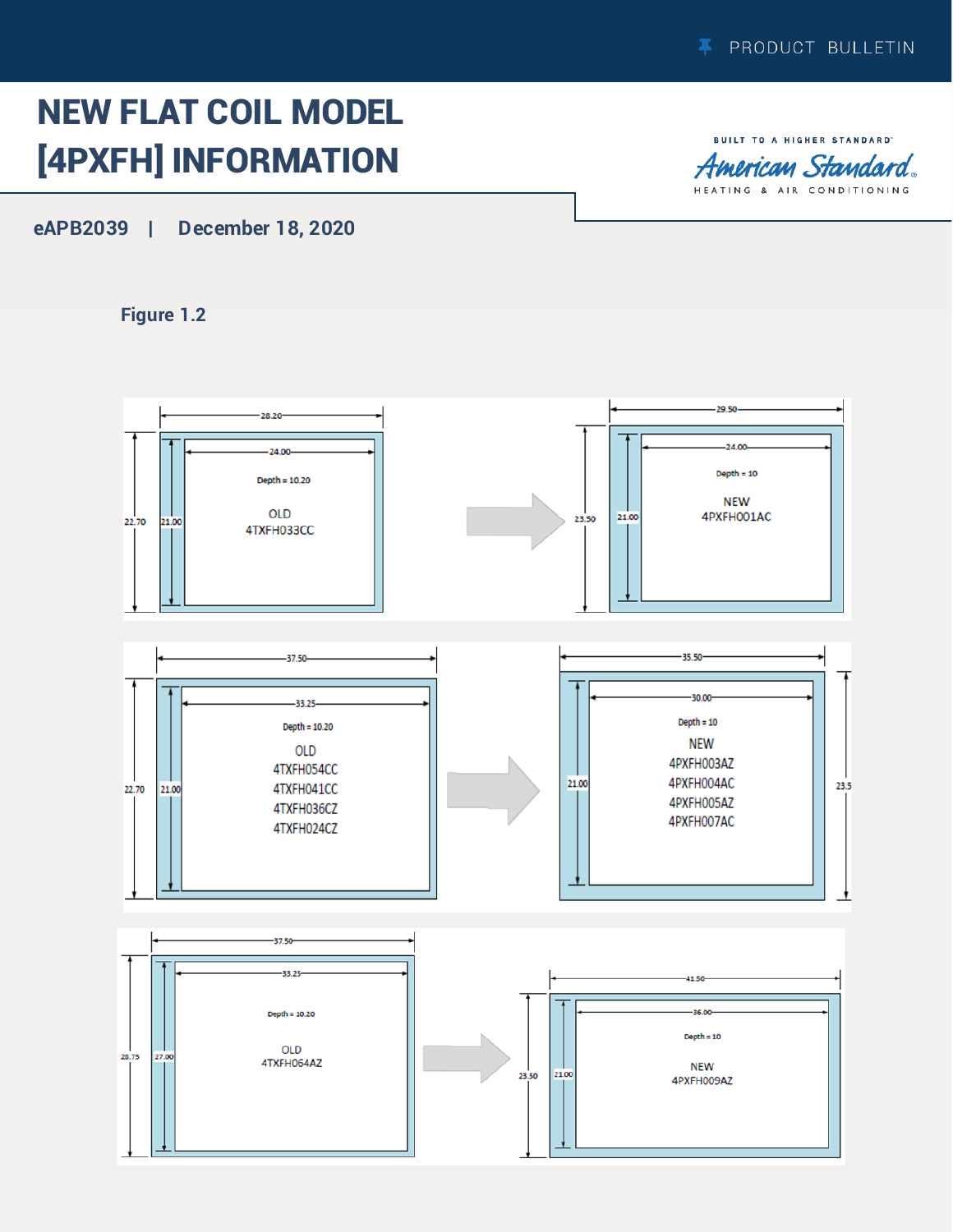# NEW FLAT COIL MODEL [4PXFH] INFORMATION

**eAPB2039 | December 18, 2020**

**Figure 1.2**

28.20
24.00
Depth = 10.20
22.70
21.00
OLD
4TXFH033CC

29.50
24.00
Depth = 10
23.50
21.00
NEW
4PXFH001AC

37.50
33.25
Depth = 10.20
22.70
21.00
OLD
4TXFH054CC
4TXFH041CC
4TXFH036CZ
4TXFH024CZ

35.50
30.00
Depth = 10
21.00
23.5
NEW
4PXFH003AZ
4PXFH004AC
4PXFH005AZ
4PXFH007AC

37.50
33.25
Depth = 10.20
28.75
27.00
OLD
4TXFH064AZ

41.50
36.00
Depth = 10
23.50
21.00
NEW
4PXFH009AZ